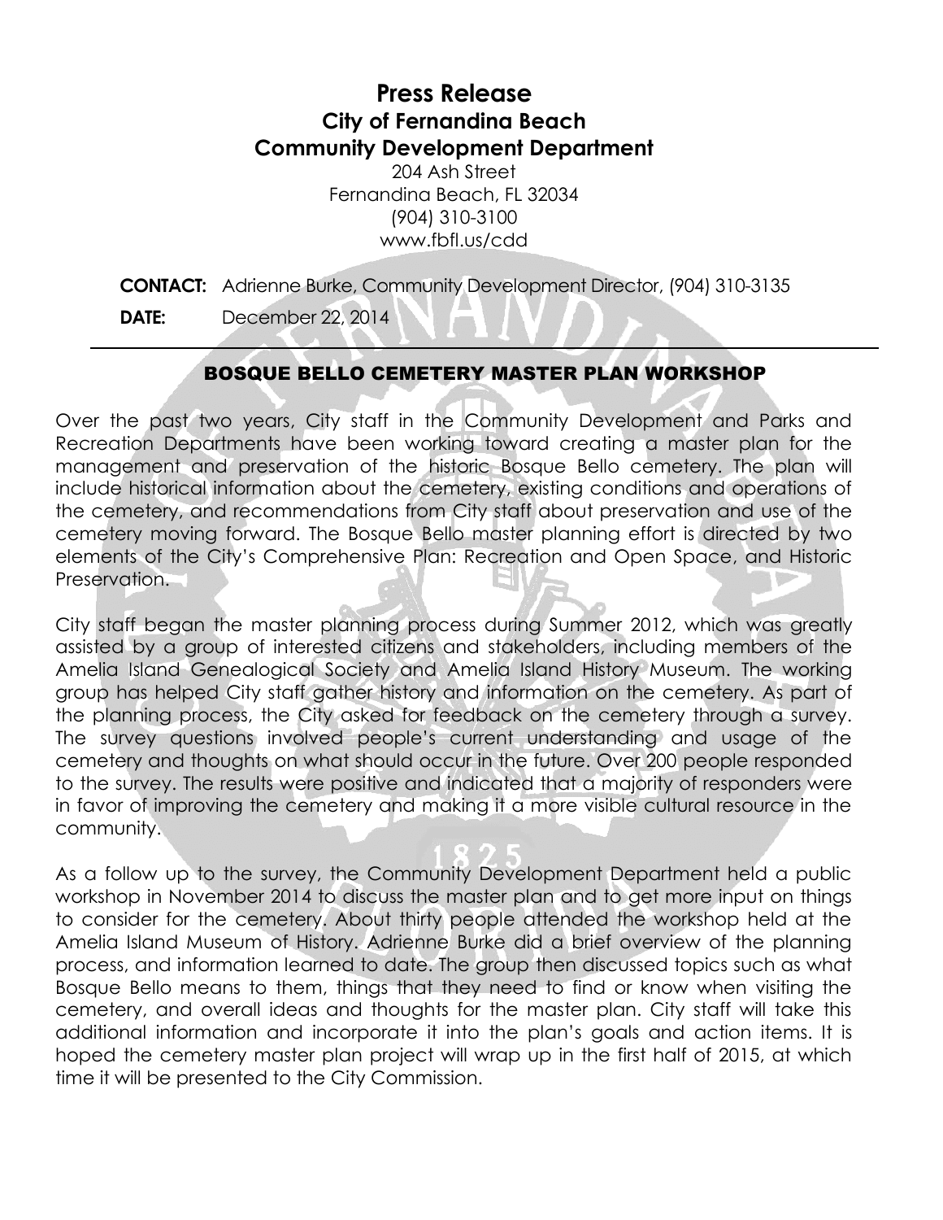# Press Release
## City of Fernandina Beach
## Community Development Department

204 Ash Street
Fernandina Beach, FL 32034
(904) 310-3100
www.fbfl.us/cdd

**CONTACT:** Adrienne Burke, Community Development Director, (904) 310-3135

**DATE:** December 22, 2014

---

### BOSQUE BELLO CEMETERY MASTER PLAN WORKSHOP

Over the past two years, City staff in the Community Development and Parks and Recreation Departments have been working toward creating a master plan for the management and preservation of the historic Bosque Bello cemetery. The plan will include historical information about the cemetery, existing conditions and operations of the cemetery, and recommendations from City staff about preservation and use of the cemetery moving forward. The Bosque Bello master planning effort is directed by two elements of the City's Comprehensive Plan: Recreation and Open Space, and Historic Preservation.

City staff began the master planning process during Summer 2012, which was greatly assisted by a group of interested citizens and stakeholders, including members of the Amelia Island Genealogical Society and Amelia Island History Museum. The working group has helped City staff gather history and information on the cemetery. As part of the planning process, the City asked for feedback on the cemetery through a survey. The survey questions involved people's current understanding and usage of the cemetery and thoughts on what should occur in the future. Over 200 people responded to the survey. The results were positive and indicated that a majority of responders were in favor of improving the cemetery and making it a more visible cultural resource in the community.

As a follow up to the survey, the Community Development Department held a public workshop in November 2014 to discuss the master plan and to get more input on things to consider for the cemetery. About thirty people attended the workshop held at the Amelia Island Museum of History. Adrienne Burke did a brief overview of the planning process, and information learned to date. The group then discussed topics such as what Bosque Bello means to them, things that they need to find or know when visiting the cemetery, and overall ideas and thoughts for the master plan. City staff will take this additional information and incorporate it into the plan's goals and action items. It is hoped the cemetery master plan project will wrap up in the first half of 2015, at which time it will be presented to the City Commission.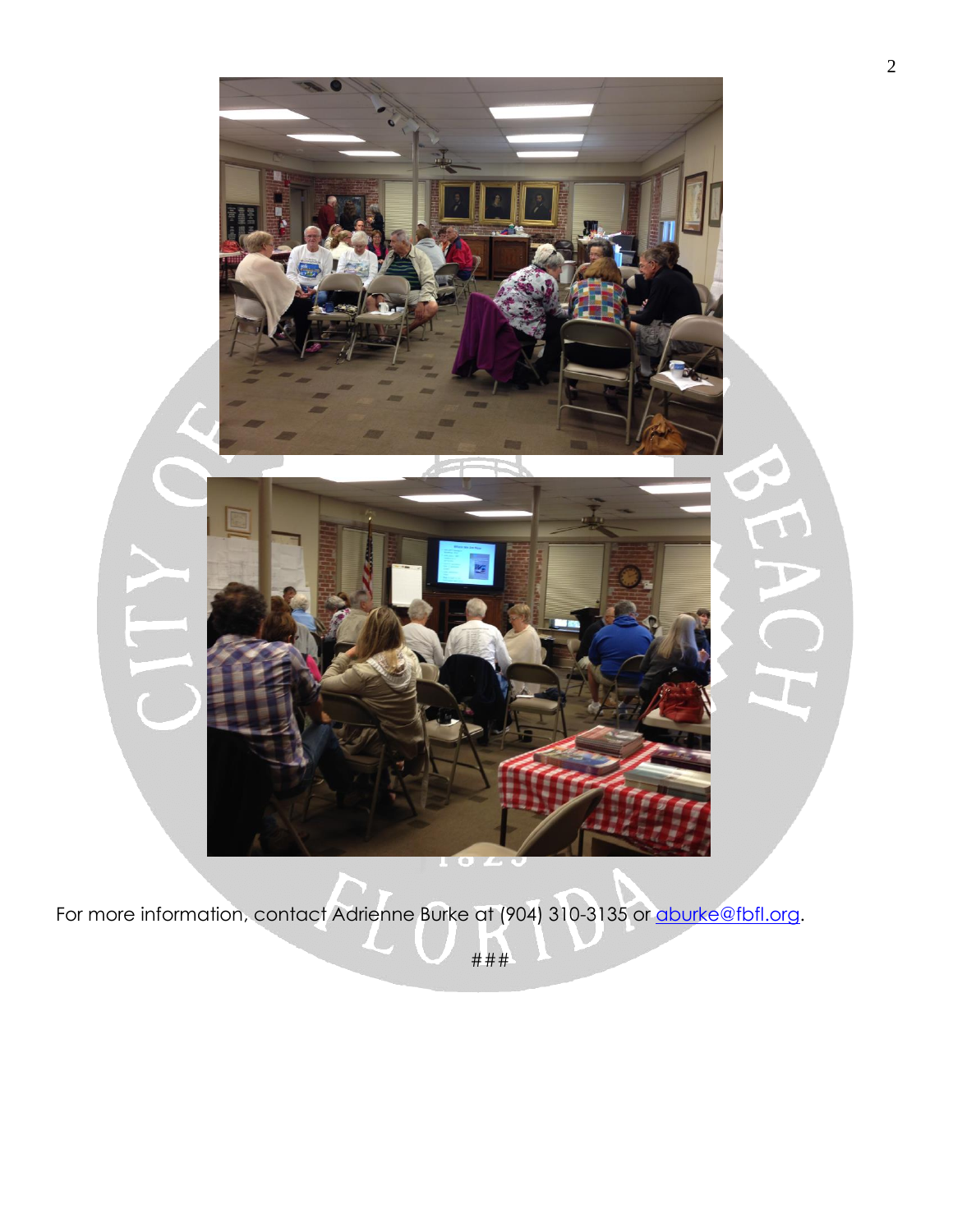For more information, contact Adrienne Burke at (904) 310-3135 or [aburke@fbfl.org](mailto:aburke@fbfl.org).

###